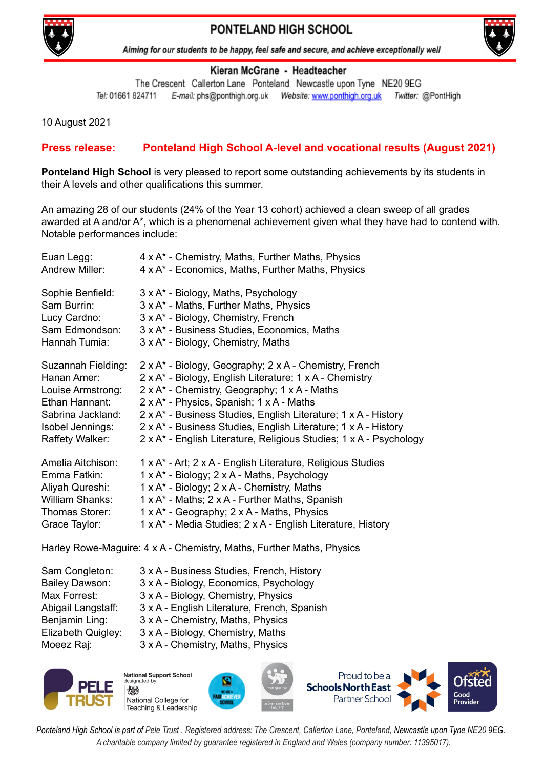# PONTELAND HIGH SCHOOL

*Aiming for our students to be happy, feel safe and secure, and achieve exceptionally well*

**Kieran McGrane - Headteacher**

The Crescent Callerton Lane Ponteland Newcastle upon Tyne NE20 9EG

*Tel:* 01661 824711 *E-mail:* phs@ponthigh.org.uk *Website:* www.ponthigh.org.uk *Twitter:* @PontHigh

10 August 2021

## Press release: Ponteland High School A-level and vocational results (August 2021)

**Ponteland High School** is very pleased to report some outstanding achievements by its students in their A levels and other qualifications this summer.

An amazing 28 of our students (24% of the Year 13 cohort) achieved a clean sweep of all grades awarded at A and/or A*, which is a phenomenal achievement given what they have had to contend with. Notable performances include:

Euan Legg: 4 x A* - Chemistry, Maths, Further Maths, Physics
Andrew Miller: 4 x A* - Economics, Maths, Further Maths, Physics

Sophie Benfield: 3 x A* - Biology, Maths, Psychology
Sam Burrin: 3 x A* - Maths, Further Maths, Physics
Lucy Cardno: 3 x A* - Biology, Chemistry, French
Sam Edmondson: 3 x A* - Business Studies, Economics, Maths
Hannah Tumia: 3 x A* - Biology, Chemistry, Maths

Suzannah Fielding: 2 x A* - Biology, Geography; 2 x A - Chemistry, French
Hanan Amer: 2 x A* - Biology, English Literature; 1 x A - Chemistry
Louise Armstrong: 2 x A* - Chemistry, Geography; 1 x A - Maths
Ethan Hannant: 2 x A* - Physics, Spanish; 1 x A - Maths
Sabrina Jackland: 2 x A* - Business Studies, English Literature; 1 x A - History
Isobel Jennings: 2 x A* - Business Studies, English Literature; 1 x A - History
Raffety Walker: 2 x A* - English Literature, Religious Studies; 1 x A - Psychology

Amelia Aitchison: 1 x A* - Art; 2 x A - English Literature, Religious Studies
Emma Fatkin: 1 x A* - Biology; 2 x A - Maths, Psychology
Aliyah Qureshi: 1 x A* - Biology; 2 x A - Chemistry, Maths
William Shanks: 1 x A* - Maths; 2 x A - Further Maths, Spanish
Thomas Storer: 1 x A* - Geography; 2 x A - Maths, Physics
Grace Taylor: 1 x A* - Media Studies; 2 x A - English Literature, History

Harley Rowe-Maguire: 4 x A - Chemistry, Maths, Further Maths, Physics

Sam Congleton: 3 x A - Business Studies, French, History
Bailey Dawson: 3 x A - Biology, Economics, Psychology
Max Forrest: 3 x A - Biology, Chemistry, Physics
Abigail Langstaff: 3 x A - English Literature, French, Spanish
Benjamin Ling: 3 x A - Chemistry, Maths, Physics
Elizabeth Quigley: 3 x A - Biology, Chemistry, Maths
Moeez Raj: 3 x A - Chemistry, Maths, Physics

PELE TRUST | National Support School designated by National College for Teaching & Leadership | We are a Fair Achiever School | Youth Sport Trust Silver Partner 2014/15 | Proud to be a Schools North East Partner School | Ofsted Good Provider

*Ponteland High School is part of Pele Trust . Registered address: The Crescent, Callerton Lane, Ponteland, Newcastle upon Tyne NE20 9EG. A charitable company limited by guarantee registered in England and Wales (company number: 11395017).*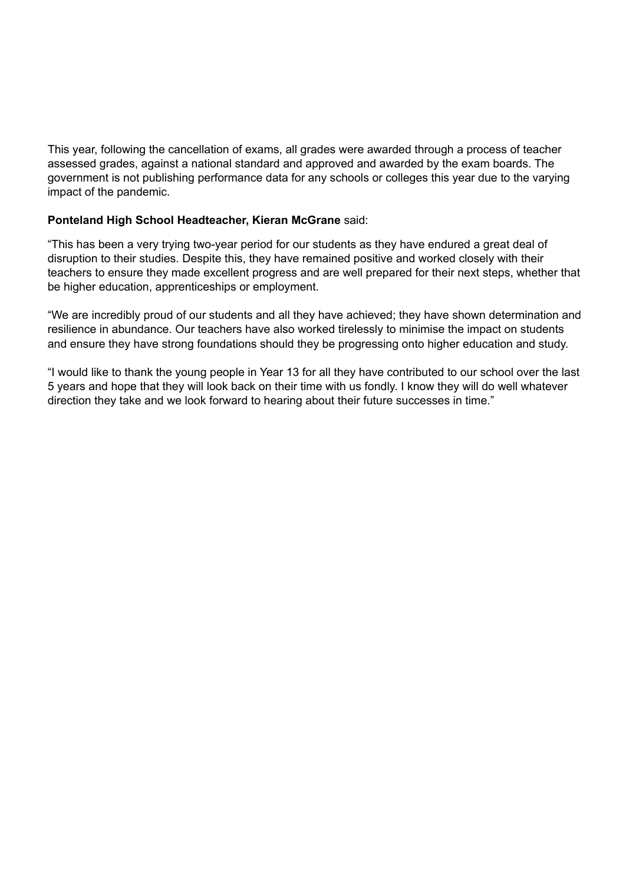This year, following the cancellation of exams, all grades were awarded through a process of teacher assessed grades, against a national standard and approved and awarded by the exam boards. The government is not publishing performance data for any schools or colleges this year due to the varying impact of the pandemic.

**Ponteland High School Headteacher, Kieran McGrane** said:

“This has been a very trying two-year period for our students as they have endured a great deal of disruption to their studies. Despite this, they have remained positive and worked closely with their teachers to ensure they made excellent progress and are well prepared for their next steps, whether that be higher education, apprenticeships or employment.

“We are incredibly proud of our students and all they have achieved; they have shown determination and resilience in abundance. Our teachers have also worked tirelessly to minimise the impact on students and ensure they have strong foundations should they be progressing onto higher education and study.

“I would like to thank the young people in Year 13 for all they have contributed to our school over the last 5 years and hope that they will look back on their time with us fondly. I know they will do well whatever direction they take and we look forward to hearing about their future successes in time.”